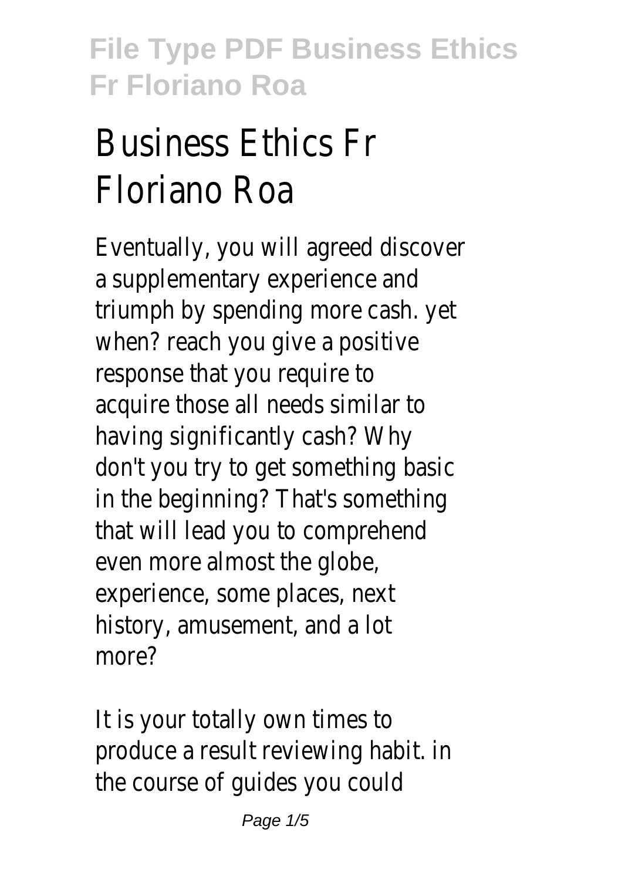# Business Ethics Fr Floriano Roa

Eventually, you will agreed discover a supplementary experience and triumph by spending more cash. yet when? reach you give a positive response that you require to acquire those all needs similar to having significantly cash? Why don't you try to get something basic in the beginning? That's something that will lead you to comprehend even more almost the globe, experience, some places, next history, amusement, and a lot more?

It is your totally own times to produce a result reviewing habit. in the course of guides you could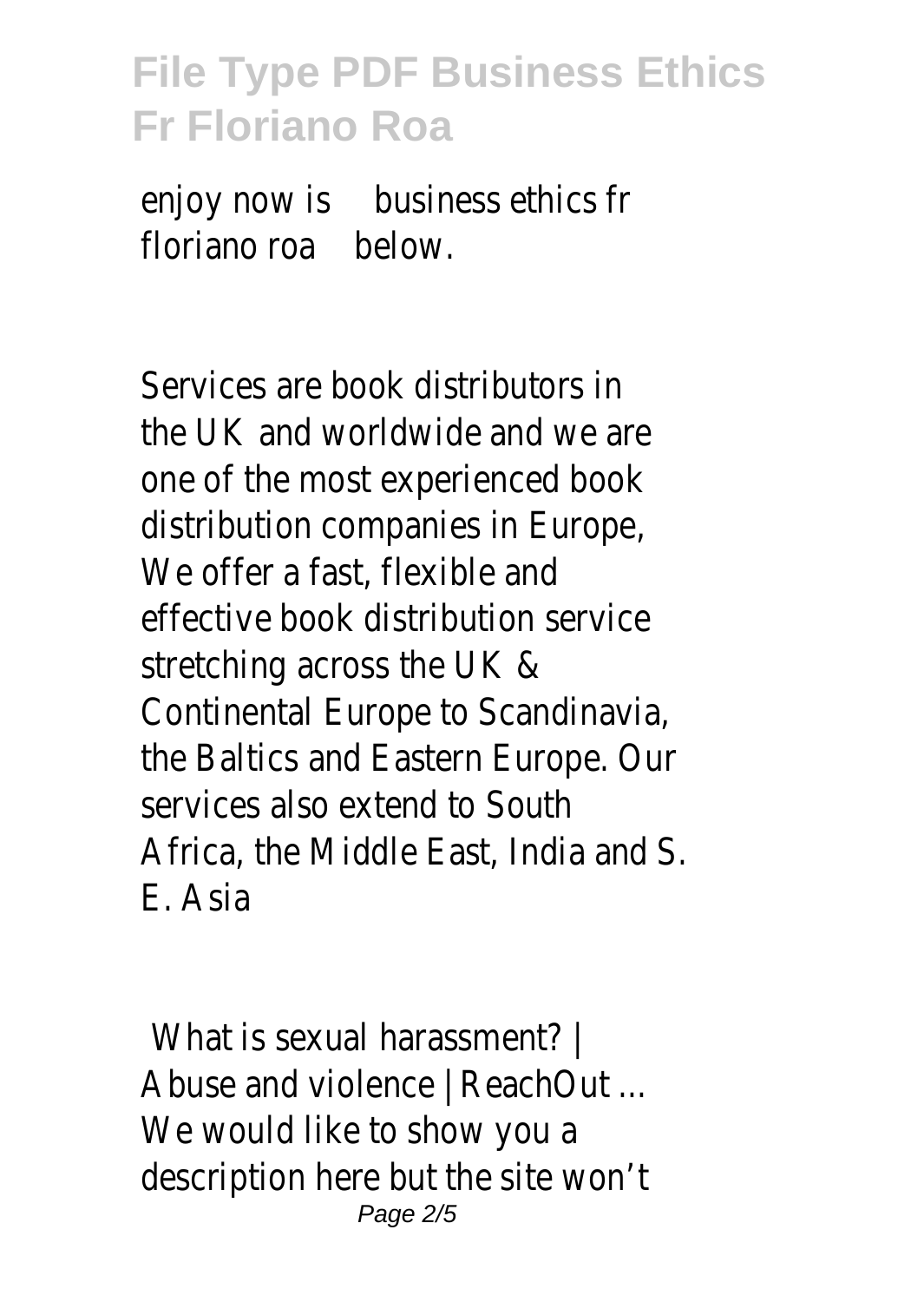enjoy now is business ethics fr floriano roa below.

Services are book distributors in the UK and worldwide and we are one of the most experienced book distribution companies in Europe, We offer a fast, flexible and effective book distribution service stretching across the UK & Continental Europe to Scandinavia, the Baltics and Eastern Europe. Our services also extend to South Africa, the Middle East, India and S. E. Asia

What is sexual harassment? | Abuse and violence | ReachOut ...

We would like to show you a description here but the site won't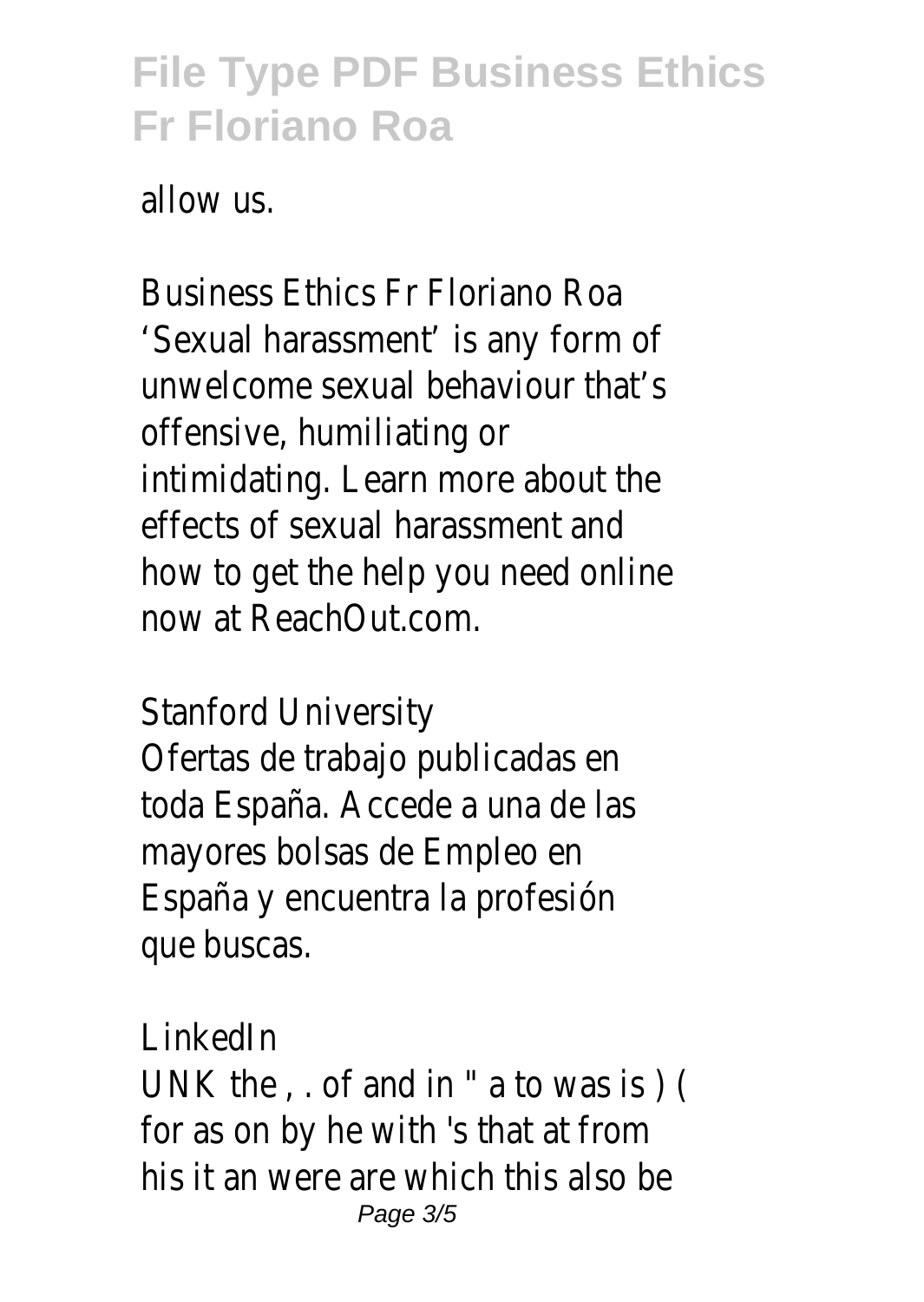allow us.

Business Ethics Fr Floriano Roa
'Sexual harassment' is any form of unwelcome sexual behaviour that's offensive, humiliating or intimidating. Learn more about the effects of sexual harassment and how to get the help you need online now at ReachOut.com.

Stanford University
Ofertas de trabajo publicadas en toda España. Accede a una de las mayores bolsas de Empleo en España y encuentra la profesión que buscas.

LinkedIn
UNK the , . of and in " a to was is ) ( for as on by he with 's that at from his it an were are which this also be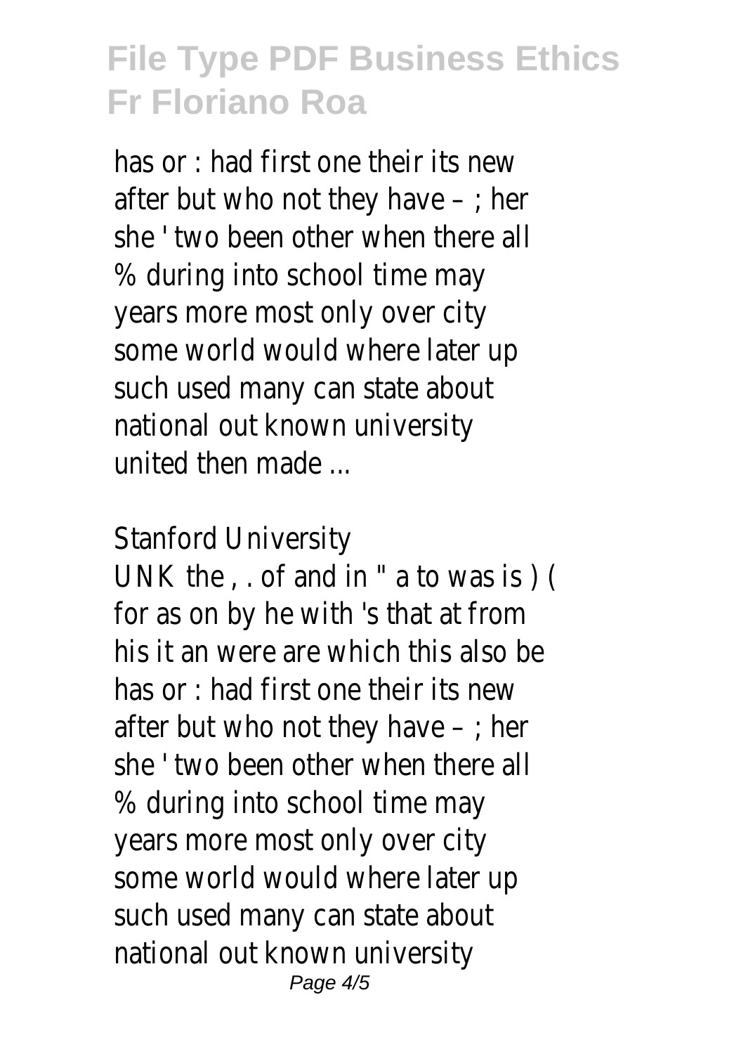has or : had first one their its new after but who not they have – ; her she ' two been other when there all % during into school time may years more most only over city some world would where later up such used many can state about national out known university united then made ...

Stanford University

UNK the , . of and in " a to was is ) ( for as on by he with 's that at from his it an were are which this also be has or : had first one their its new after but who not they have – ; her she ' two been other when there all % during into school time may years more most only over city some world would where later up such used many can state about national out known university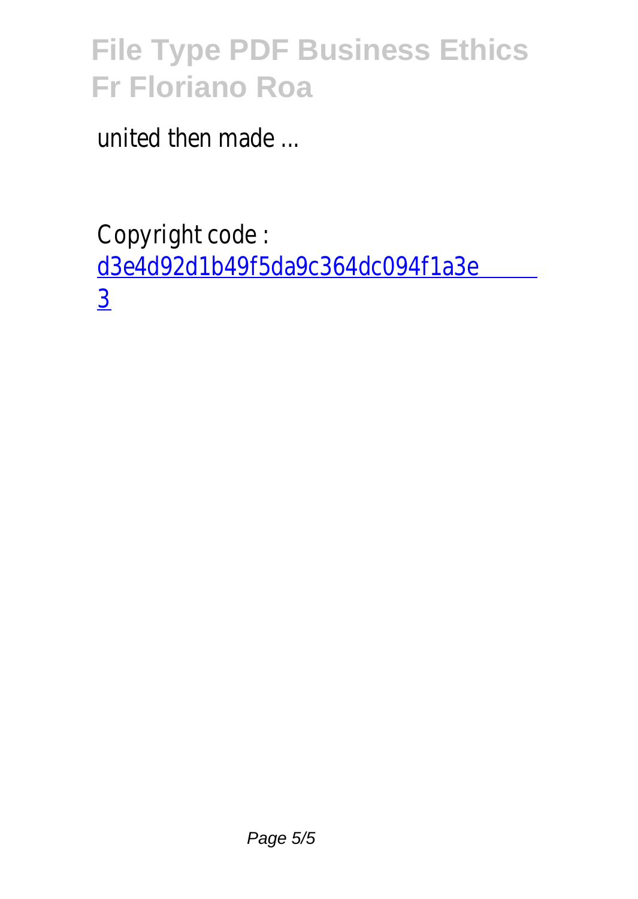united then made ...

Copyright code : [d3e4d92d1b49f5da9c364dc094f1a3e3](d3e4d92d1b49f5da9c364dc094f1a3e3)